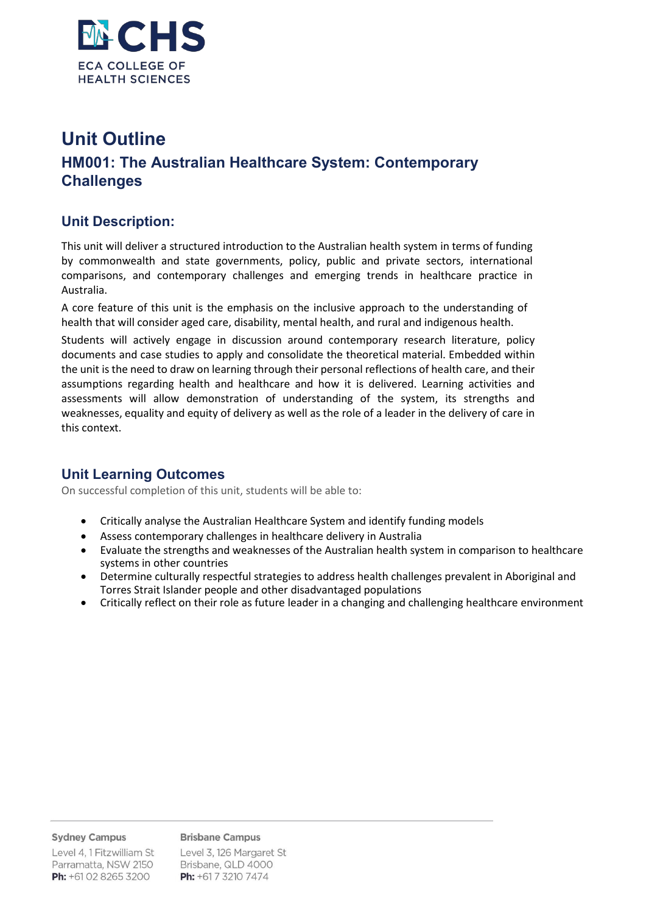CHS

ECA COLLEGE OF HEALTH SCIENCES

# Unit Outline

## HM001: The Australian Healthcare System: Contemporary Challenges

## Unit Description:

This unit will deliver a structured introduction to the Australian health system in terms of funding by commonwealth and state governments, policy, public and private sectors, international comparisons, and contemporary challenges and emerging trends in healthcare practice in Australia.

A core feature of this unit is the emphasis on the inclusive approach to the understanding of health that will consider aged care, disability, mental health, and rural and indigenous health.

Students will actively engage in discussion around contemporary research literature, policy documents and case studies to apply and consolidate the theoretical material. Embedded within the unit is the need to draw on learning through their personal reflections of health care, and their assumptions regarding health and healthcare and how it is delivered. Learning activities and assessments will allow demonstration of understanding of the system, its strengths and weaknesses, equality and equity of delivery as well as the role of a leader in the delivery of care in this context.

## Unit Learning Outcomes

On successful completion of this unit, students will be able to:

- Critically analyse the Australian Healthcare System and identify funding models
- Assess contemporary challenges in healthcare delivery in Australia
- Evaluate the strengths and weaknesses of the Australian health system in comparison to healthcare systems in other countries
- Determine culturally respectful strategies to address health challenges prevalent in Aboriginal and Torres Strait Islander people and other disadvantaged populations
- Critically reflect on their role as future leader in a changing and challenging healthcare environment

**Sydney Campus**
Level 4, 1 Fitzwilliam St
Parramatta, NSW 2150
**Ph:** +61 02 8265 3200

**Brisbane Campus**
Level 3, 126 Margaret St
Brisbane, QLD 4000
**Ph:** +61 7 3210 7474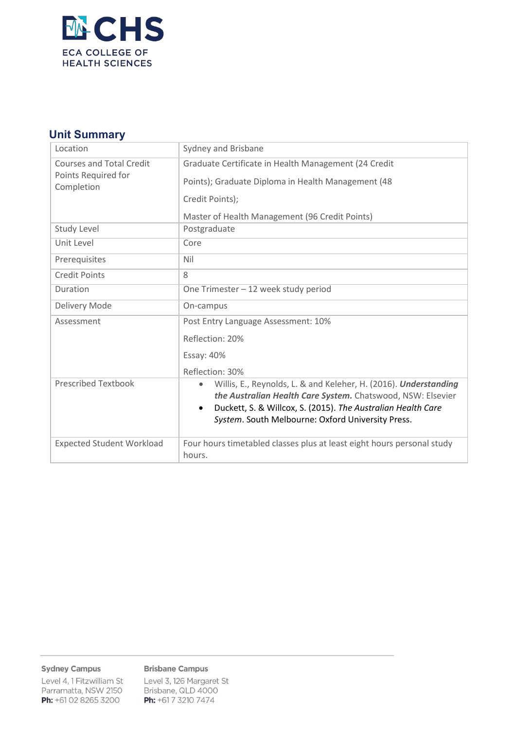## Unit Summary

| | |
|---|---|
| Location | Sydney and Brisbane |
| Courses and Total Credit Points Required for Completion | Graduate Certificate in Health Management (24 Credit Points); Graduate Diploma in Health Management (48 Credit Points); Master of Health Management (96 Credit Points) |
| Study Level | Postgraduate |
| Unit Level | Core |
| Prerequisites | Nil |
| Credit Points | 8 |
| Duration | One Trimester – 12 week study period |
| Delivery Mode | On-campus |
| Assessment | Post Entry Language Assessment: 10%<br>Reflection: 20%<br>Essay: 40%<br>Reflection: 30% |
| Prescribed Textbook | • Willis, E., Reynolds, L. & and Keleher, H. (2016). ***Understanding the Australian Health Care System.*** Chatswood, NSW: Elsevier<br>• Duckett, S. & Willcox, S. (2015). *The Australian Health Care System*. South Melbourne: Oxford University Press. |
| Expected Student Workload | Four hours timetabled classes plus at least eight hours personal study hours. |